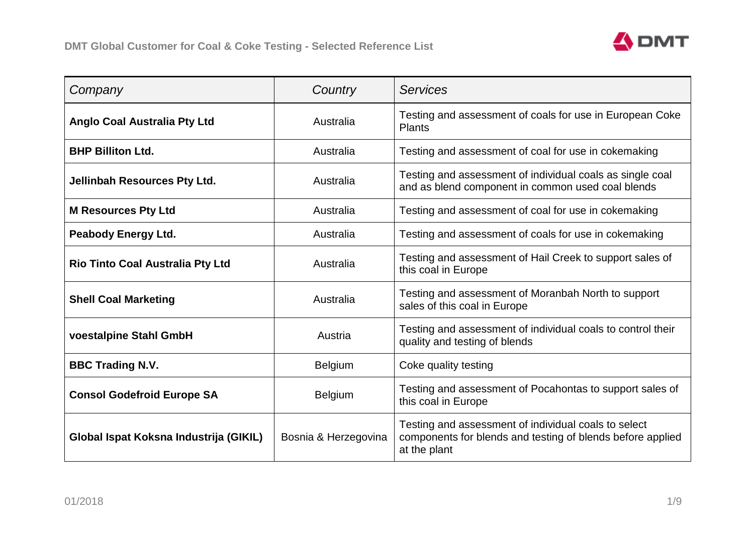## DMT Global Customer for Coal & Coke Testing - Selected Reference List

| *Company* | *Country* | *Services* |
|---|---|---|
| **Anglo Coal Australia Pty Ltd** | Australia | Testing and assessment of coals for use in European Coke Plants |
| **BHP Billiton Ltd.** | Australia | Testing and assessment of coal for use in cokemaking |
| **Jellinbah Resources Pty Ltd.** | Australia | Testing and assessment of individual coals as single coal and as blend component in common used coal blends |
| **M Resources Pty Ltd** | Australia | Testing and assessment of coal for use in cokemaking |
| **Peabody Energy Ltd.** | Australia | Testing and assessment of coals for use in cokemaking |
| **Rio Tinto Coal Australia Pty Ltd** | Australia | Testing and assessment of Hail Creek to support sales of this coal in Europe |
| **Shell Coal Marketing** | Australia | Testing and assessment of Moranbah North to support sales of this coal in Europe |
| **voestalpine Stahl GmbH** | Austria | Testing and assessment of individual coals to control their quality and testing of blends |
| **BBC Trading N.V.** | Belgium | Coke quality testing |
| **Consol Godefroid Europe SA** | Belgium | Testing and assessment of Pocahontas to support sales of this coal in Europe |
| **Global Ispat Koksna Industrija (GIKIL)** | Bosnia & Herzegovina | Testing and assessment of individual coals to select components for blends and testing of blends before applied at the plant |

01/2018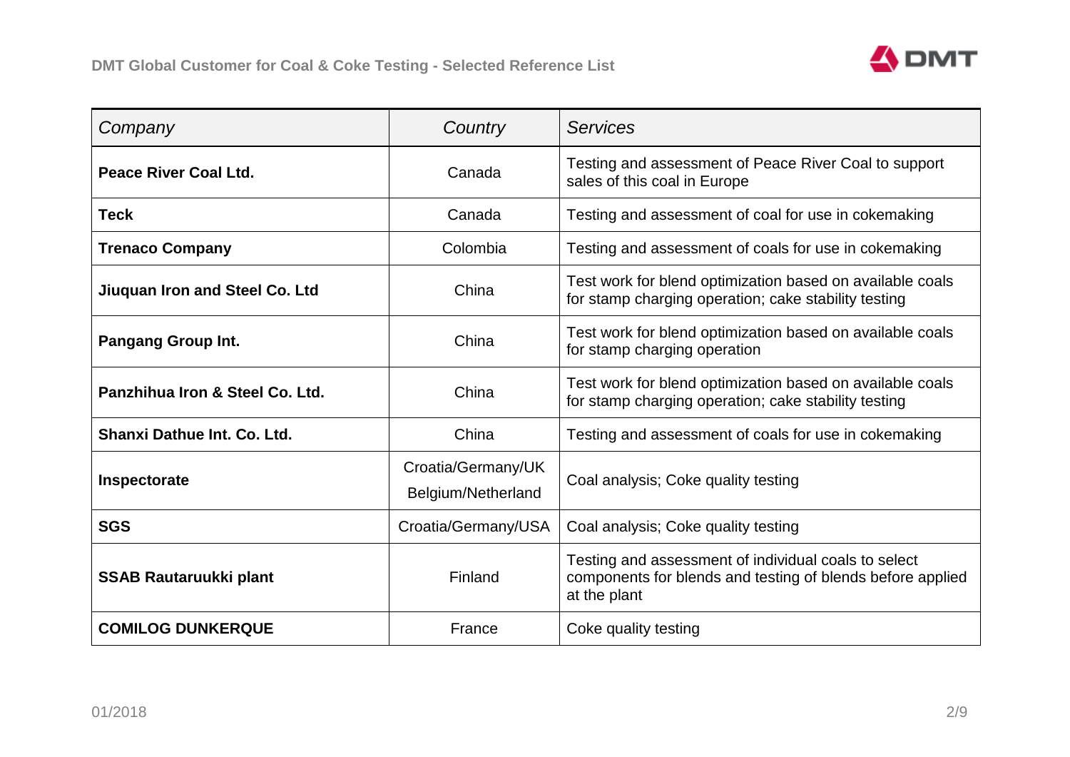| *Company* | *Country* | *Services* |
|---|---|---|
| **Peace River Coal Ltd.** | Canada | Testing and assessment of Peace River Coal to support sales of this coal in Europe |
| **Teck** | Canada | Testing and assessment of coal for use in cokemaking |
| **Trenaco Company** | Colombia | Testing and assessment of coals for use in cokemaking |
| **Jiuquan Iron and Steel Co. Ltd** | China | Test work for blend optimization based on available coals for stamp charging operation; cake stability testing |
| **Pangang Group Int.** | China | Test work for blend optimization based on available coals for stamp charging operation |
| **Panzhihua Iron & Steel Co. Ltd.** | China | Test work for blend optimization based on available coals for stamp charging operation; cake stability testing |
| **Shanxi Dathue Int. Co. Ltd.** | China | Testing and assessment of coals for use in cokemaking |
| **Inspectorate** | Croatia/Germany/UK Belgium/Netherland | Coal analysis; Coke quality testing |
| **SGS** | Croatia/Germany/USA | Coal analysis; Coke quality testing |
| **SSAB Rautaruukki plant** | Finland | Testing and assessment of individual coals to select components for blends and testing of blends before applied at the plant |
| **COMILOG DUNKERQUE** | France | Coke quality testing |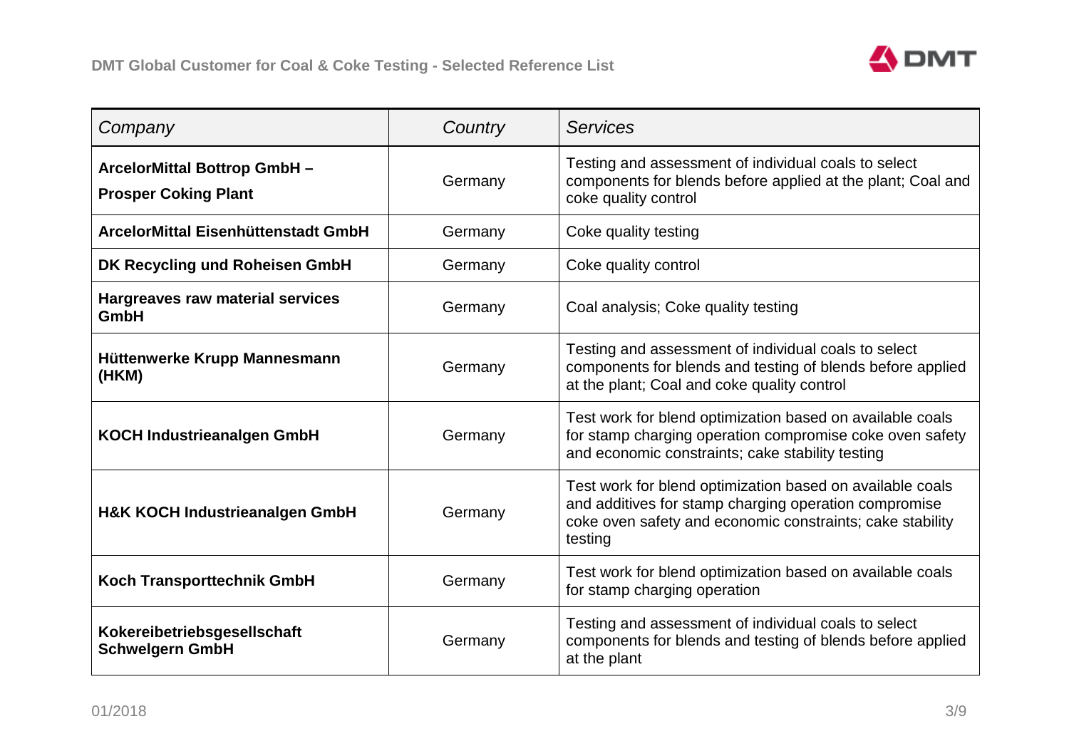| *Company* | *Country* | *Services* |
| --- | --- | --- |
| **ArcelorMittal Bottrop GmbH – Prosper Coking Plant** | Germany | Testing and assessment of individual coals to select components for blends before applied at the plant; Coal and coke quality control |
| **ArcelorMittal Eisenhüttenstadt GmbH** | Germany | Coke quality testing |
| **DK Recycling und Roheisen GmbH** | Germany | Coke quality control |
| **Hargreaves raw material services GmbH** | Germany | Coal analysis; Coke quality testing |
| **Hüttenwerke Krupp Mannesmann (HKM)** | Germany | Testing and assessment of individual coals to select components for blends and testing of blends before applied at the plant; Coal and coke quality control |
| **KOCH Industrieanalgen GmbH** | Germany | Test work for blend optimization based on available coals for stamp charging operation compromise coke oven safety and economic constraints; cake stability testing |
| **H&K KOCH Industrieanalgen GmbH** | Germany | Test work for blend optimization based on available coals and additives for stamp charging operation compromise coke oven safety and economic constraints; cake stability testing |
| **Koch Transporttechnik GmbH** | Germany | Test work for blend optimization based on available coals for stamp charging operation |
| **Kokereibetriebsgesellschaft Schwelgern GmbH** | Germany | Testing and assessment of individual coals to select components for blends and testing of blends before applied at the plant |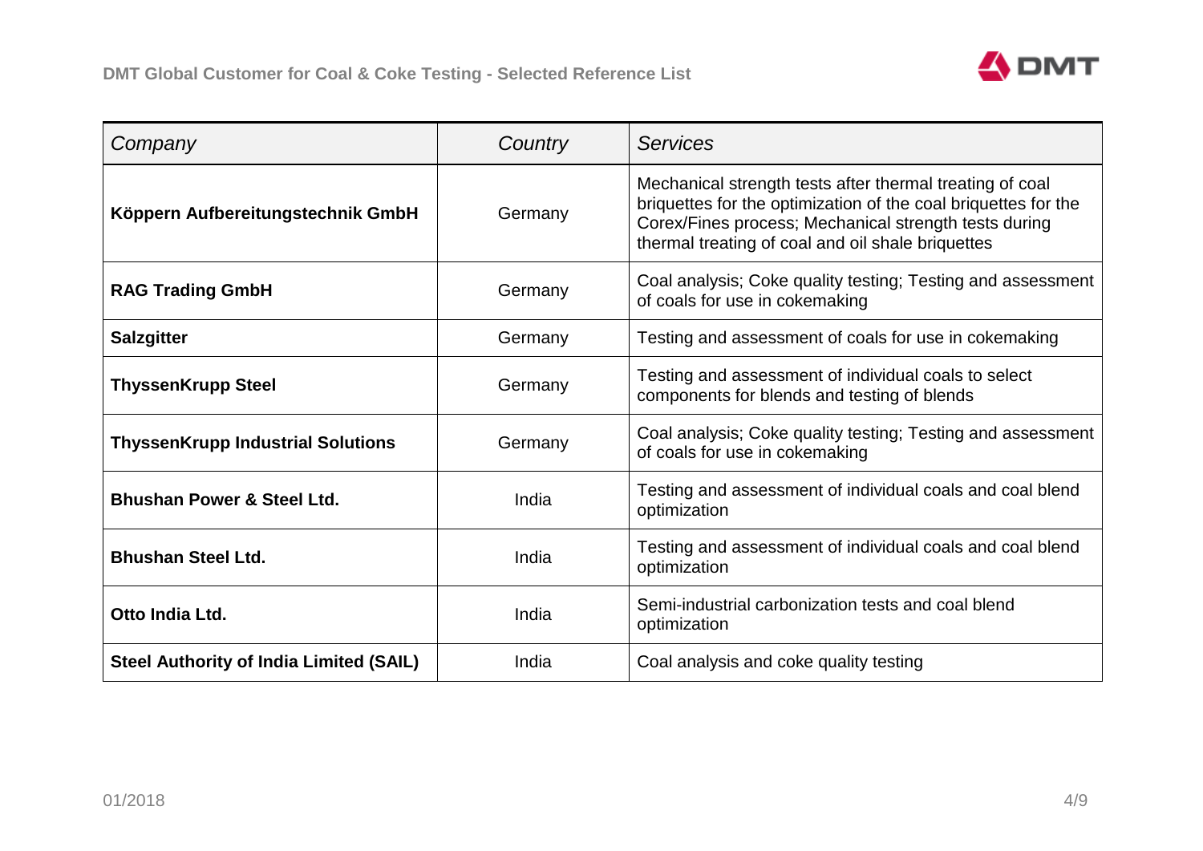| *Company* | *Country* | *Services* |
|---|---|---|
| **Köppern Aufbereitungstechnik GmbH** | Germany | Mechanical strength tests after thermal treating of coal briquettes for the optimization of the coal briquettes for the Corex/Fines process; Mechanical strength tests during thermal treating of coal and oil shale briquettes |
| **RAG Trading GmbH** | Germany | Coal analysis; Coke quality testing; Testing and assessment of coals for use in cokemaking |
| **Salzgitter** | Germany | Testing and assessment of coals for use in cokemaking |
| **ThyssenKrupp Steel** | Germany | Testing and assessment of individual coals to select components for blends and testing of blends |
| **ThyssenKrupp Industrial Solutions** | Germany | Coal analysis; Coke quality testing; Testing and assessment of coals for use in cokemaking |
| **Bhushan Power & Steel Ltd.** | India | Testing and assessment of individual coals and coal blend optimization |
| **Bhushan Steel Ltd.** | India | Testing and assessment of individual coals and coal blend optimization |
| **Otto India Ltd.** | India | Semi-industrial carbonization tests and coal blend optimization |
| **Steel Authority of India Limited (SAIL)** | India | Coal analysis and coke quality testing |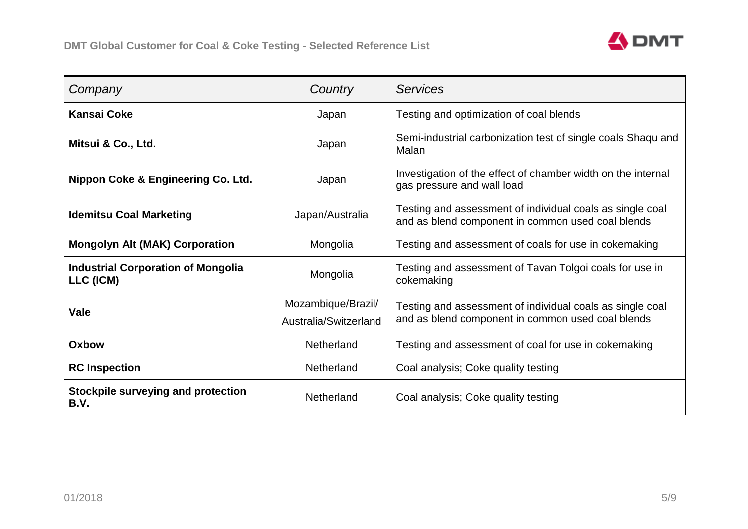| *Company* | *Country* | *Services* |
|---|---|---|
| **Kansai Coke** | Japan | Testing and optimization of coal blends |
| **Mitsui & Co., Ltd.** | Japan | Semi-industrial carbonization test of single coals Shaqu and Malan |
| **Nippon Coke & Engineering Co. Ltd.** | Japan | Investigation of the effect of chamber width on the internal gas pressure and wall load |
| **Idemitsu Coal Marketing** | Japan/Australia | Testing and assessment of individual coals as single coal and as blend component in common used coal blends |
| **Mongolyn Alt (MAK) Corporation** | Mongolia | Testing and assessment of coals for use in cokemaking |
| **Industrial Corporation of Mongolia LLC (ICM)** | Mongolia | Testing and assessment of Tavan Tolgoi coals for use in cokemaking |
| **Vale** | Mozambique/Brazil/ Australia/Switzerland | Testing and assessment of individual coals as single coal and as blend component in common used coal blends |
| **Oxbow** | Netherland | Testing and assessment of coal for use in cokemaking |
| **RC Inspection** | Netherland | Coal analysis; Coke quality testing |
| **Stockpile surveying and protection B.V.** | Netherland | Coal analysis; Coke quality testing |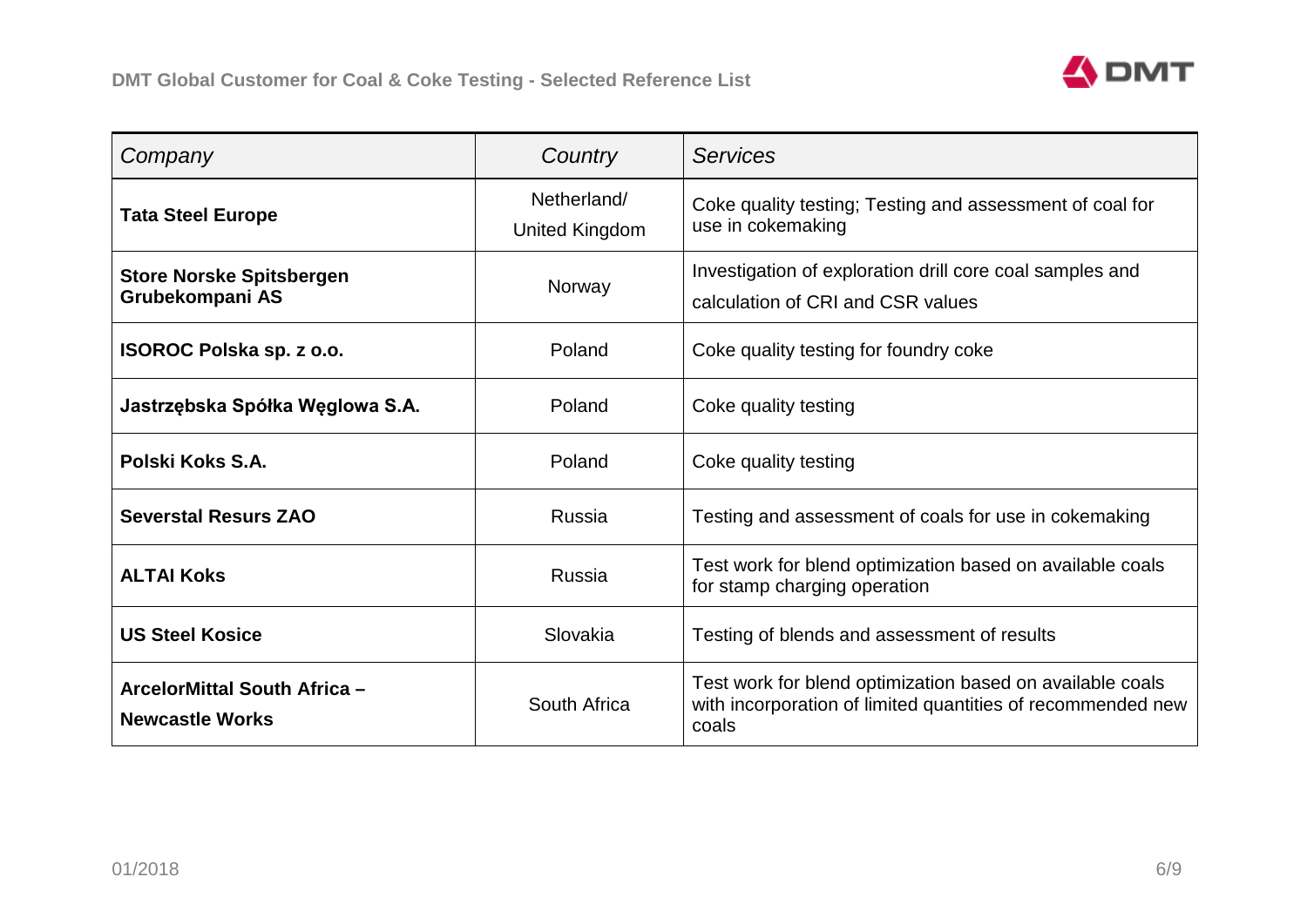## DMT Global Customer for Coal & Coke Testing - Selected Reference List

| *Company* | *Country* | *Services* |
|---|---|---|
| **Tata Steel Europe** | Netherland/ United Kingdom | Coke quality testing; Testing and assessment of coal for use in cokemaking |
| **Store Norske Spitsbergen Grubekompani AS** | Norway | Investigation of exploration drill core coal samples and calculation of CRI and CSR values |
| **ISOROC Polska sp. z o.o.** | Poland | Coke quality testing for foundry coke |
| **Jastrzębska Spółka Węglowa S.A.** | Poland | Coke quality testing |
| **Polski Koks S.A.** | Poland | Coke quality testing |
| **Severstal Resurs ZAO** | Russia | Testing and assessment of coals for use in cokemaking |
| **ALTAI Koks** | Russia | Test work for blend optimization based on available coals for stamp charging operation |
| **US Steel Kosice** | Slovakia | Testing of blends and assessment of results |
| **ArcelorMittal South Africa – Newcastle Works** | South Africa | Test work for blend optimization based on available coals with incorporation of limited quantities of recommended new coals |

01/2018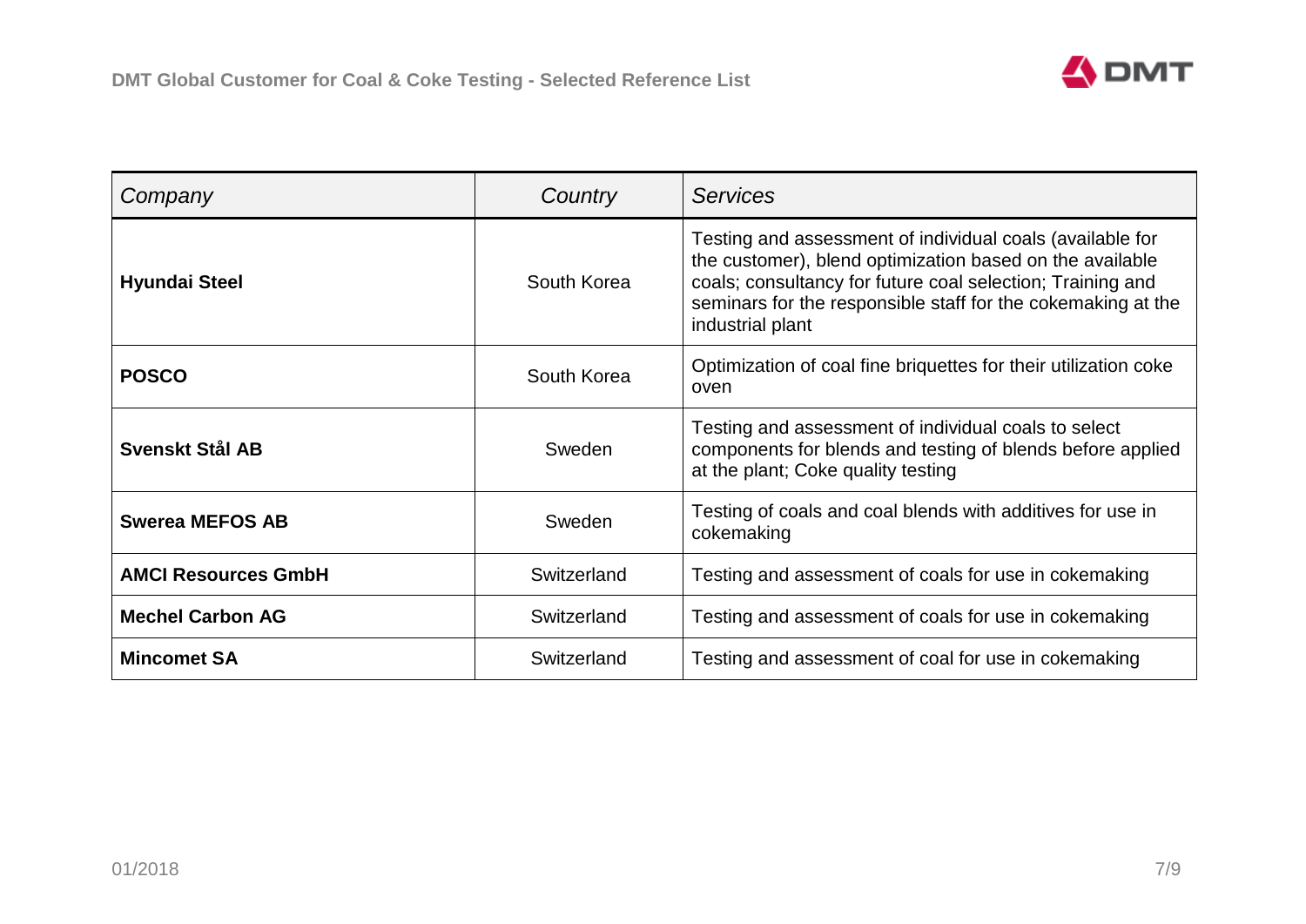| *Company* | *Country* | *Services* |
|---|---|---|
| **Hyundai Steel** | South Korea | Testing and assessment of individual coals (available for the customer), blend optimization based on the available coals; consultancy for future coal selection; Training and seminars for the responsible staff for the cokemaking at the industrial plant |
| **POSCO** | South Korea | Optimization of coal fine briquettes for their utilization coke oven |
| **Svenskt Stål AB** | Sweden | Testing and assessment of individual coals to select components for blends and testing of blends before applied at the plant; Coke quality testing |
| **Swerea MEFOS AB** | Sweden | Testing of coals and coal blends with additives for use in cokemaking |
| **AMCI Resources GmbH** | Switzerland | Testing and assessment of coals for use in cokemaking |
| **Mechel Carbon AG** | Switzerland | Testing and assessment of coals for use in cokemaking |
| **Mincomet SA** | Switzerland | Testing and assessment of coal for use in cokemaking |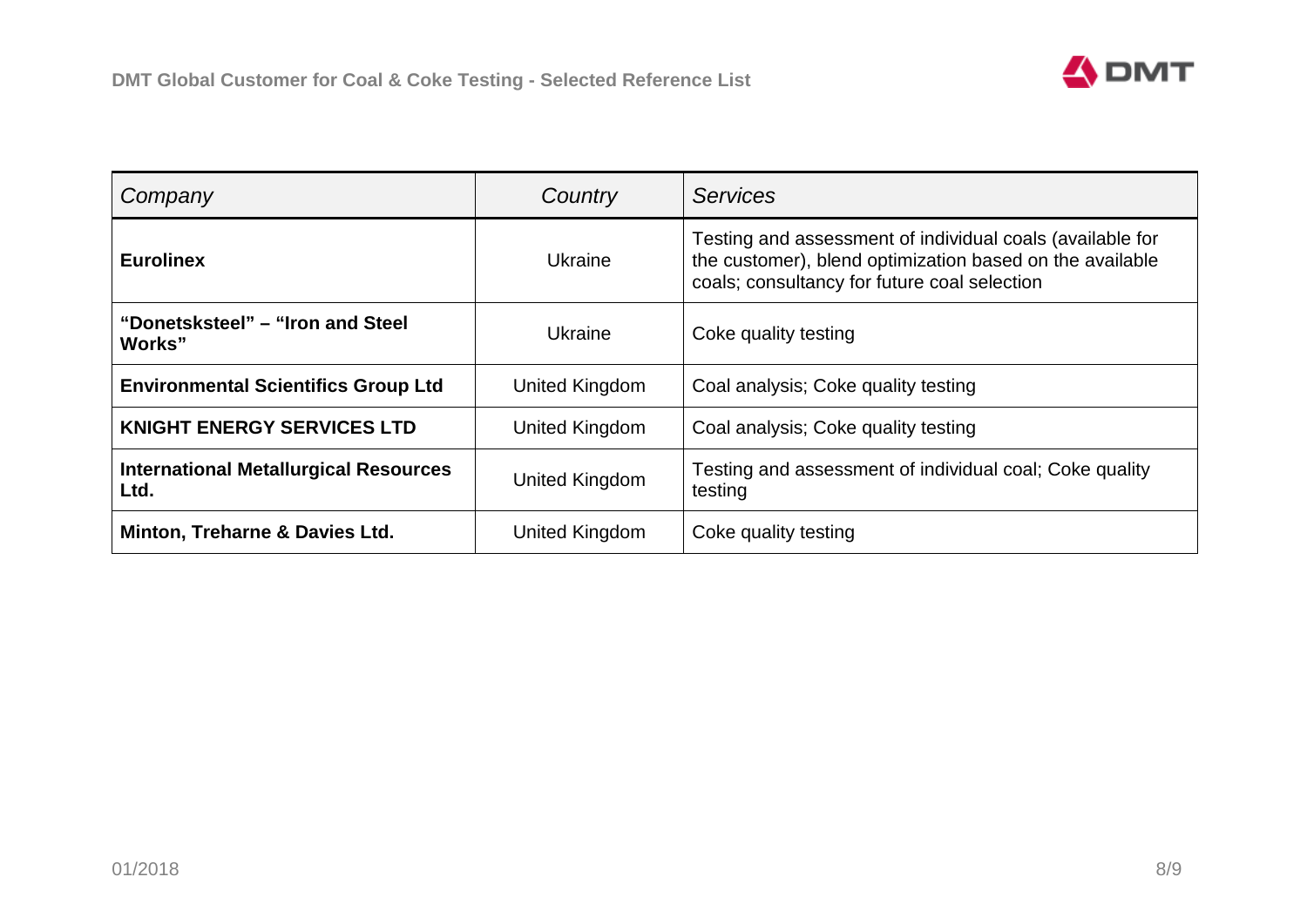| Company | Country | Services |
|---|---|---|
| **Eurolinex** | Ukraine | Testing and assessment of individual coals (available for the customer), blend optimization based on the available coals; consultancy for future coal selection |
| **“Donetsksteel” – “Iron and Steel Works”** | Ukraine | Coke quality testing |
| **Environmental Scientifics Group Ltd** | United Kingdom | Coal analysis; Coke quality testing |
| **KNIGHT ENERGY SERVICES LTD** | United Kingdom | Coal analysis; Coke quality testing |
| **International Metallurgical Resources Ltd.** | United Kingdom | Testing and assessment of individual coal; Coke quality testing |
| **Minton, Treharne & Davies Ltd.** | United Kingdom | Coke quality testing |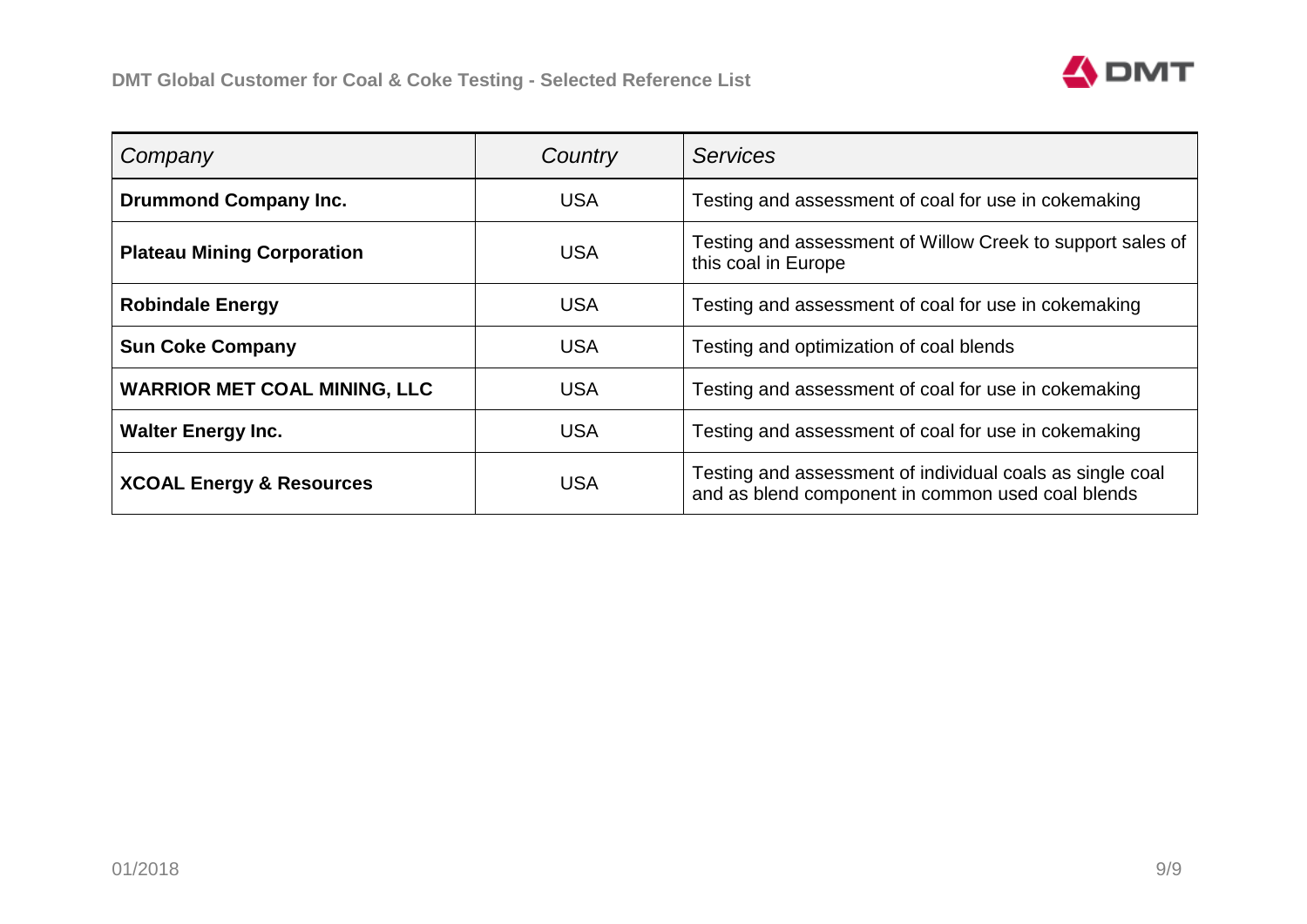| *Company* | *Country* | *Services* |
|---|---|---|
| **Drummond Company Inc.** | USA | Testing and assessment of coal for use in cokemaking |
| **Plateau Mining Corporation** | USA | Testing and assessment of Willow Creek to support sales of this coal in Europe |
| **Robindale Energy** | USA | Testing and assessment of coal for use in cokemaking |
| **Sun Coke Company** | USA | Testing and optimization of coal blends |
| **WARRIOR MET COAL MINING, LLC** | USA | Testing and assessment of coal for use in cokemaking |
| **Walter Energy Inc.** | USA | Testing and assessment of coal for use in cokemaking |
| **XCOAL Energy & Resources** | USA | Testing and assessment of individual coals as single coal and as blend component in common used coal blends |